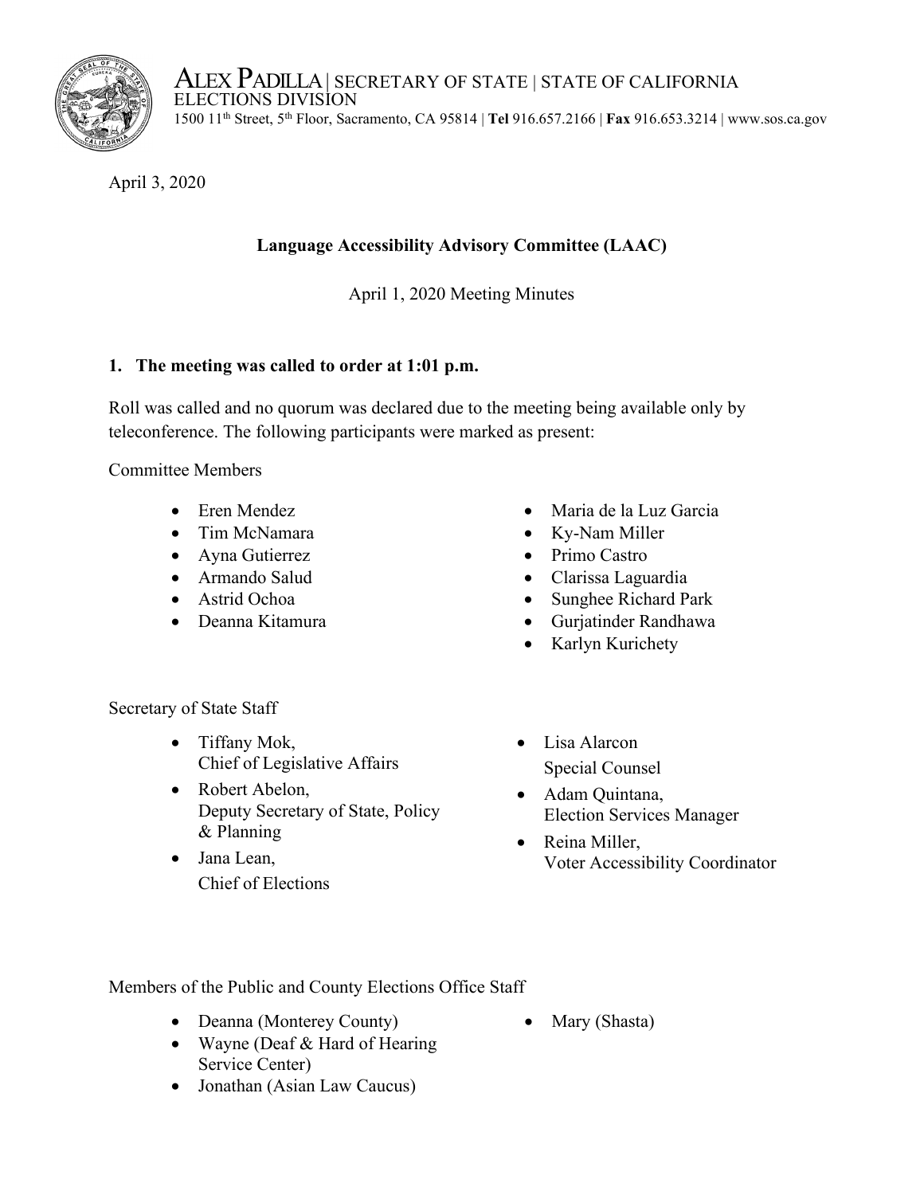ALEX PADILLA | SECRETARY OF STATE | STATE OF CALIFORNIA
ELECTIONS DIVISION
1500 11th Street, 5th Floor, Sacramento, CA 95814 | **Tel** 916.657.2166 | **Fax** 916.653.3214 | www.sos.ca.gov

April 3, 2020

**Language Accessibility Advisory Committee (LAAC)**

April 1, 2020 Meeting Minutes

## 1. The meeting was called to order at 1:01 p.m.

Roll was called and no quorum was declared due to the meeting being available only by teleconference. The following participants were marked as present:

Committee Members

- Eren Mendez
- Tim McNamara
- Ayna Gutierrez
- Armando Salud
- Astrid Ochoa
- Deanna Kitamura
- Maria de la Luz Garcia
- Ky-Nam Miller
- Primo Castro
- Clarissa Laguardia
- Sunghee Richard Park
- Gurjatinder Randhawa
- Karlyn Kurichety

Secretary of State Staff

- Tiffany Mok, Chief of Legislative Affairs
- Robert Abelon, Deputy Secretary of State, Policy & Planning
- Jana Lean, Chief of Elections
- Lisa Alarcon Special Counsel
- Adam Quintana, Election Services Manager
- Reina Miller, Voter Accessibility Coordinator

Members of the Public and County Elections Office Staff

- Deanna (Monterey County)
- Wayne (Deaf & Hard of Hearing Service Center)
- Jonathan (Asian Law Caucus)
- Mary (Shasta)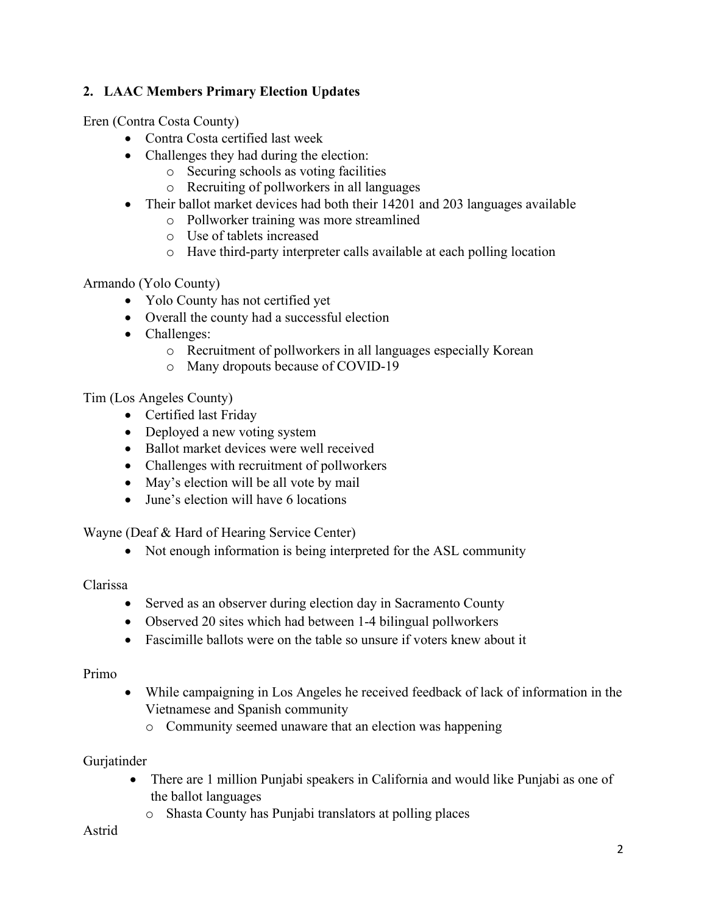**2. LAAC Members Primary Election Updates**

Eren (Contra Costa County)

- Contra Costa certified last week
- Challenges they had during the election:
  - Securing schools as voting facilities
  - Recruiting of pollworkers in all languages
- Their ballot market devices had both their 14201 and 203 languages available
  - Pollworker training was more streamlined
  - Use of tablets increased
  - Have third-party interpreter calls available at each polling location

Armando (Yolo County)

- Yolo County has not certified yet
- Overall the county had a successful election
- Challenges:
  - Recruitment of pollworkers in all languages especially Korean
  - Many dropouts because of COVID-19

Tim (Los Angeles County)

- Certified last Friday
- Deployed a new voting system
- Ballot market devices were well received
- Challenges with recruitment of pollworkers
- May's election will be all vote by mail
- June's election will have 6 locations

Wayne (Deaf & Hard of Hearing Service Center)

- Not enough information is being interpreted for the ASL community

Clarissa

- Served as an observer during election day in Sacramento County
- Observed 20 sites which had between 1-4 bilingual pollworkers
- Fascimille ballots were on the table so unsure if voters knew about it

Primo

- While campaigning in Los Angeles he received feedback of lack of information in the Vietnamese and Spanish community
  - Community seemed unaware that an election was happening

Gurjatinder

- There are 1 million Punjabi speakers in California and would like Punjabi as one of the ballot languages
  - Shasta County has Punjabi translators at polling places

Astrid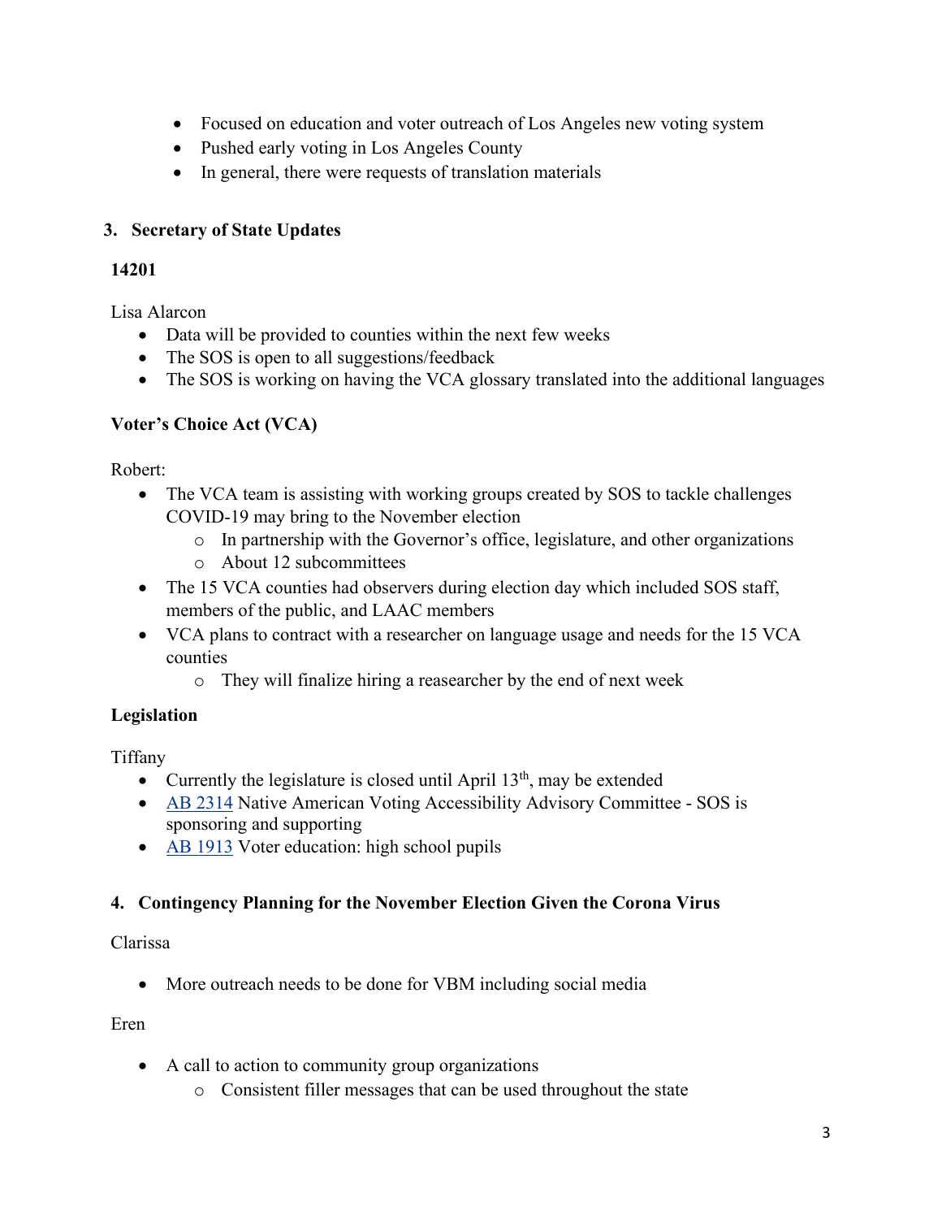- Focused on education and voter outreach of Los Angeles new voting system
- Pushed early voting in Los Angeles County
- In general, there were requests of translation materials

## 3. Secretary of State Updates

**14201**

Lisa Alarcon

- Data will be provided to counties within the next few weeks
- The SOS is open to all suggestions/feedback
- The SOS is working on having the VCA glossary translated into the additional languages

**Voter's Choice Act (VCA)**

Robert:

- The VCA team is assisting with working groups created by SOS to tackle challenges COVID-19 may bring to the November election
  - In partnership with the Governor's office, legislature, and other organizations
  - About 12 subcommittees
- The 15 VCA counties had observers during election day which included SOS staff, members of the public, and LAAC members
- VCA plans to contract with a researcher on language usage and needs for the 15 VCA counties
  - They will finalize hiring a reasearcher by the end of next week

**Legislation**

Tiffany

- Currently the legislature is closed until April 13th, may be extended
- AB 2314 Native American Voting Accessibility Advisory Committee - SOS is sponsoring and supporting
- AB 1913 Voter education: high school pupils

## 4. Contingency Planning for the November Election Given the Corona Virus

Clarissa

- More outreach needs to be done for VBM including social media

Eren

- A call to action to community group organizations
  - Consistent filler messages that can be used throughout the state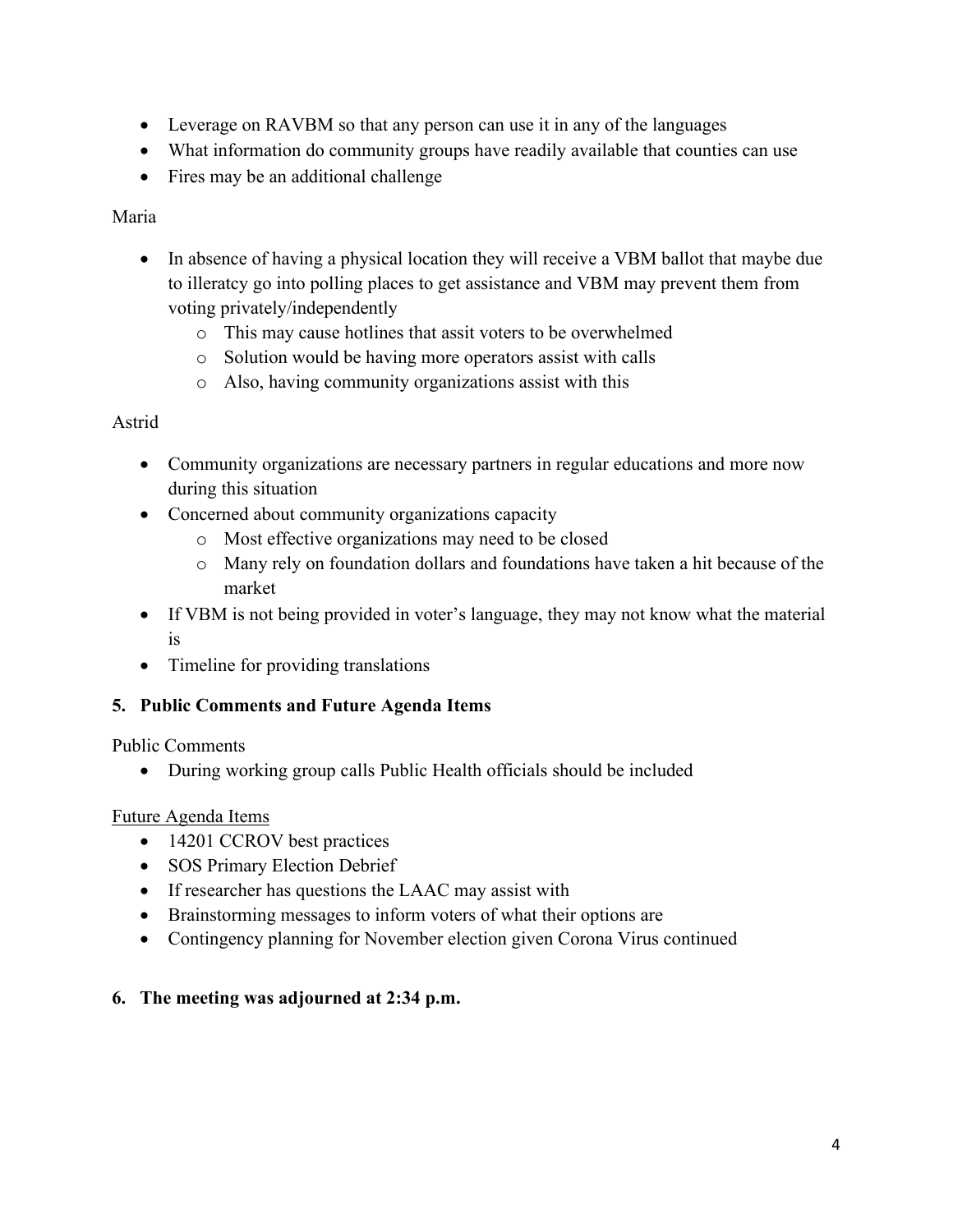- Leverage on RAVBM so that any person can use it in any of the languages
- What information do community groups have readily available that counties can use
- Fires may be an additional challenge

Maria

- In absence of having a physical location they will receive a VBM ballot that maybe due to illeratcy go into polling places to get assistance and VBM may prevent them from voting privately/independently
  - This may cause hotlines that assit voters to be overwhelmed
  - Solution would be having more operators assist with calls
  - Also, having community organizations assist with this

Astrid

- Community organizations are necessary partners in regular educations and more now during this situation
- Concerned about community organizations capacity
  - Most effective organizations may need to be closed
  - Many rely on foundation dollars and foundations have taken a hit because of the market
- If VBM is not being provided in voter's language, they may not know what the material is
- Timeline for providing translations

**5. Public Comments and Future Agenda Items**

Public Comments

- During working group calls Public Health officials should be included

Future Agenda Items

- 14201 CCROV best practices
- SOS Primary Election Debrief
- If researcher has questions the LAAC may assist with
- Brainstorming messages to inform voters of what their options are
- Contingency planning for November election given Corona Virus continued

**6. The meeting was adjourned at 2:34 p.m.**